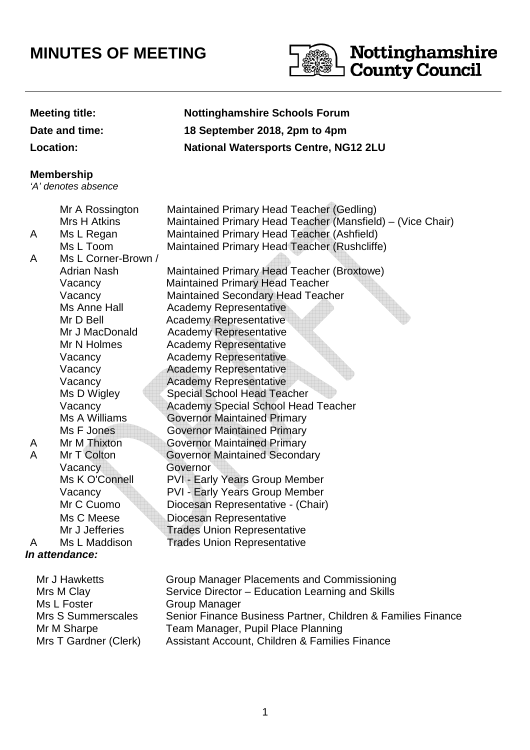# MINUTES OF MEETING

Nottinghamshire County Council

| | |
|---|---|
| **Meeting title:** | **Nottinghamshire Schools Forum** |
| **Date and time:** | **18 September 2018, 2pm to 4pm** |
| **Location:** | **National Watersports Centre, NG12 2LU** |

**Membership**
*'A' denotes absence*

| | | |
|---|---|---|
| | Mr A Rossington | Maintained Primary Head Teacher (Gedling) |
| | Mrs H Atkins | Maintained Primary Head Teacher (Mansfield) – (Vice Chair) |
| A | Ms L Regan | Maintained Primary Head Teacher (Ashfield) |
| | Ms L Toom | Maintained Primary Head Teacher (Rushcliffe) |
| A | Ms L Corner-Brown / Adrian Nash | Maintained Primary Head Teacher (Broxtowe) |
| | Vacancy | Maintained Primary Head Teacher |
| | Vacancy | Maintained Secondary Head Teacher |
| | Ms Anne Hall | Academy Representative |
| | Mr D Bell | Academy Representative |
| | Mr J MacDonald | Academy Representative |
| | Mr N Holmes | Academy Representative |
| | Vacancy | Academy Representative |
| | Vacancy | Academy Representative |
| | Vacancy | Academy Representative |
| | Ms D Wigley | Special School Head Teacher |
| | Vacancy | Academy Special School Head Teacher |
| | Ms A Williams | Governor Maintained Primary |
| | Ms F Jones | Governor Maintained Primary |
| A | Mr M Thixton | Governor Maintained Primary |
| A | Mr T Colton | Governor Maintained Secondary |
| | Vacancy | Governor |
| | Ms K O'Connell | PVI - Early Years Group Member |
| | Vacancy | PVI - Early Years Group Member |
| | Mr C Cuomo | Diocesan Representative - (Chair) |
| | Ms C Meese | Diocesan Representative |
| | Mr J Jefferies | Trades Union Representative |
| A | Ms L Maddison | Trades Union Representative |

***In attendance:***

| | |
|---|---|
| Mr J Hawketts | Group Manager Placements and Commissioning |
| Mrs M Clay | Service Director – Education Learning and Skills |
| Ms L Foster | Group Manager |
| Mrs S Summerscales | Senior Finance Business Partner, Children & Families Finance |
| Mr M Sharpe | Team Manager, Pupil Place Planning |
| Mrs T Gardner (Clerk) | Assistant Account, Children & Families Finance |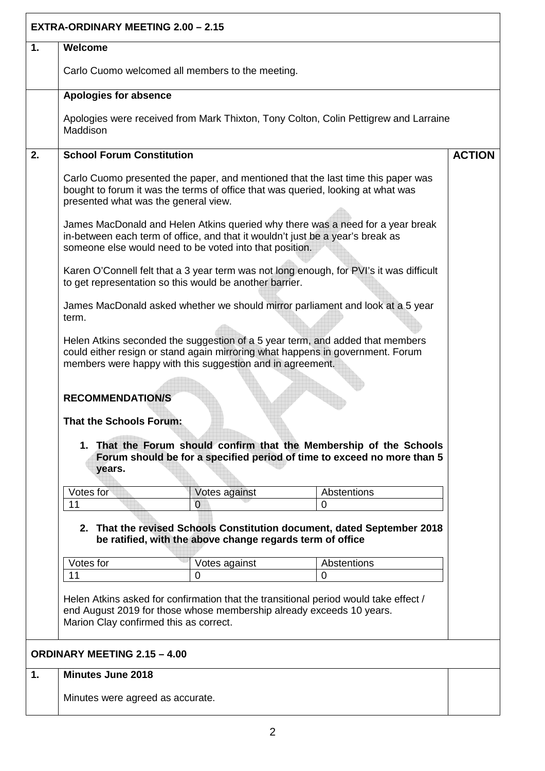## EXTRA-ORDINARY MEETING 2.00 – 2.15

### 1. Welcome

Carlo Cuomo welcomed all members to the meeting.

### Apologies for absence

Apologies were received from Mark Thixton, Tony Colton, Colin Pettigrew and Larraine Maddison

### 2. School Forum Constitution

**ACTION**

Carlo Cuomo presented the paper, and mentioned that the last time this paper was bought to forum it was the terms of office that was queried, looking at what was presented what was the general view.

James MacDonald and Helen Atkins queried why there was a need for a year break in-between each term of office, and that it wouldn't just be a year's break as someone else would need to be voted into that position.

Karen O'Connell felt that a 3 year term was not long enough, for PVI's it was difficult to get representation so this would be another barrier.

James MacDonald asked whether we should mirror parliament and look at a 5 year term.

Helen Atkins seconded the suggestion of a 5 year term, and added that members could either resign or stand again mirroring what happens in government. Forum members were happy with this suggestion and in agreement.

**RECOMMENDATION/S**

**That the Schools Forum:**

1. **That the Forum should confirm that the Membership of the Schools Forum should be for a specified period of time to exceed no more than 5 years.**

| Votes for | Votes against | Abstentions |
|---|---|---|
| 11 | 0 | 0 |

2. **That the revised Schools Constitution document, dated September 2018 be ratified, with the above change regards term of office**

| Votes for | Votes against | Abstentions |
|---|---|---|
| 11 | 0 | 0 |

Helen Atkins asked for confirmation that the transitional period would take effect / end August 2019 for those whose membership already exceeds 10 years.
Marion Clay confirmed this as correct.

## ORDINARY MEETING 2.15 – 4.00

### 1. Minutes June 2018

Minutes were agreed as accurate.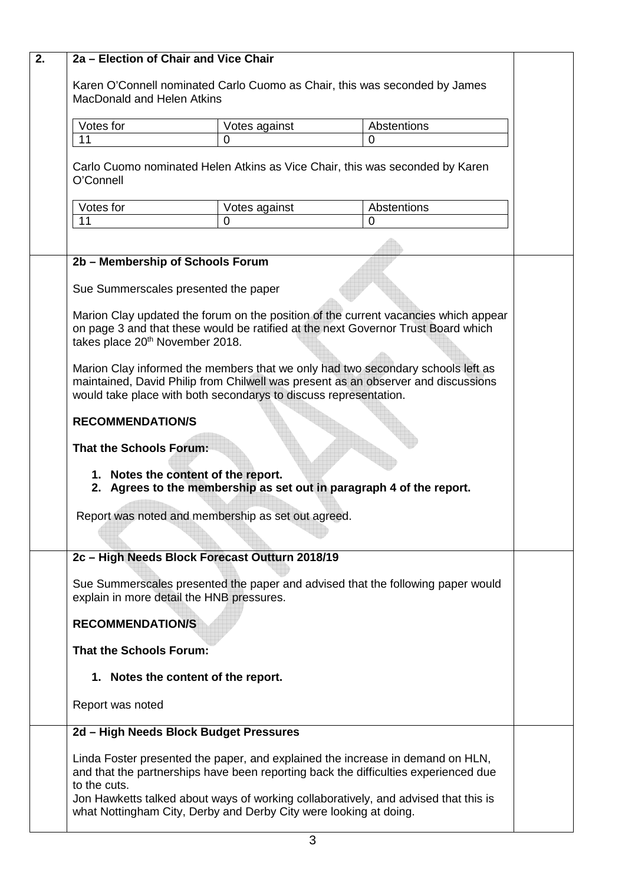**2.**

### 2a – Election of Chair and Vice Chair

Karen O'Connell nominated Carlo Cuomo as Chair, this was seconded by James MacDonald and Helen Atkins

| Votes for | Votes against | Abstentions |
|---|---|---|
| 11 | 0 | 0 |

Carlo Cuomo nominated Helen Atkins as Vice Chair, this was seconded by Karen O'Connell

| Votes for | Votes against | Abstentions |
|---|---|---|
| 11 | 0 | 0 |

### 2b – Membership of Schools Forum

Sue Summerscales presented the paper

Marion Clay updated the forum on the position of the current vacancies which appear on page 3 and that these would be ratified at the next Governor Trust Board which takes place 20th November 2018.

Marion Clay informed the members that we only had two secondary schools left as maintained, David Philip from Chilwell was present as an observer and discussions would take place with both secondarys to discuss representation.

**RECOMMENDATION/S**

**That the Schools Forum:**

1. **Notes the content of the report.**
2. **Agrees to the membership as set out in paragraph 4 of the report.**

Report was noted and membership as set out agreed.

### 2c – High Needs Block Forecast Outturn 2018/19

Sue Summerscales presented the paper and advised that the following paper would explain in more detail the HNB pressures.

**RECOMMENDATION/S**

**That the Schools Forum:**

1. **Notes the content of the report.**

Report was noted

### 2d – High Needs Block Budget Pressures

Linda Foster presented the paper, and explained the increase in demand on HLN, and that the partnerships have been reporting back the difficulties experienced due to the cuts.

Jon Hawketts talked about ways of working collaboratively, and advised that this is what Nottingham City, Derby and Derby City were looking at doing.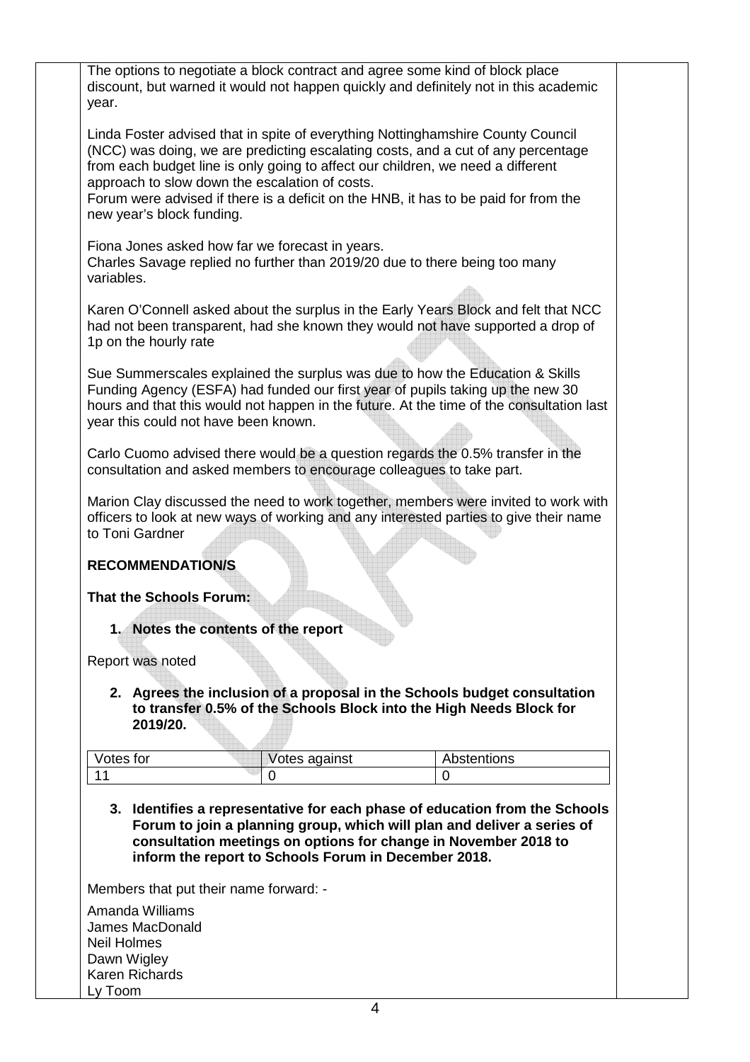The options to negotiate a block contract and agree some kind of block place discount, but warned it would not happen quickly and definitely not in this academic year.

Linda Foster advised that in spite of everything Nottinghamshire County Council (NCC) was doing, we are predicting escalating costs, and a cut of any percentage from each budget line is only going to affect our children, we need a different approach to slow down the escalation of costs.
Forum were advised if there is a deficit on the HNB, it has to be paid for from the new year's block funding.

Fiona Jones asked how far we forecast in years.
Charles Savage replied no further than 2019/20 due to there being too many variables.

Karen O'Connell asked about the surplus in the Early Years Block and felt that NCC had not been transparent, had she known they would not have supported a drop of 1p on the hourly rate

Sue Summerscales explained the surplus was due to how the Education & Skills Funding Agency (ESFA) had funded our first year of pupils taking up the new 30 hours and that this would not happen in the future. At the time of the consultation last year this could not have been known.

Carlo Cuomo advised there would be a question regards the 0.5% transfer in the consultation and asked members to encourage colleagues to take part.

Marion Clay discussed the need to work together, members were invited to work with officers to look at new ways of working and any interested parties to give their name to Toni Gardner

**RECOMMENDATION/S**

**That the Schools Forum:**

1. **Notes the contents of the report**

Report was noted

2. **Agrees the inclusion of a proposal in the Schools budget consultation to transfer 0.5% of the Schools Block into the High Needs Block for 2019/20.**

| Votes for | Votes against | Abstentions |
|---|---|---|
| 11 | 0 | 0 |

3. **Identifies a representative for each phase of education from the Schools Forum to join a planning group, which will plan and deliver a series of consultation meetings on options for change in November 2018 to inform the report to Schools Forum in December 2018.**

Members that put their name forward: -

Amanda Williams
James MacDonald
Neil Holmes
Dawn Wigley
Karen Richards
Ly Toom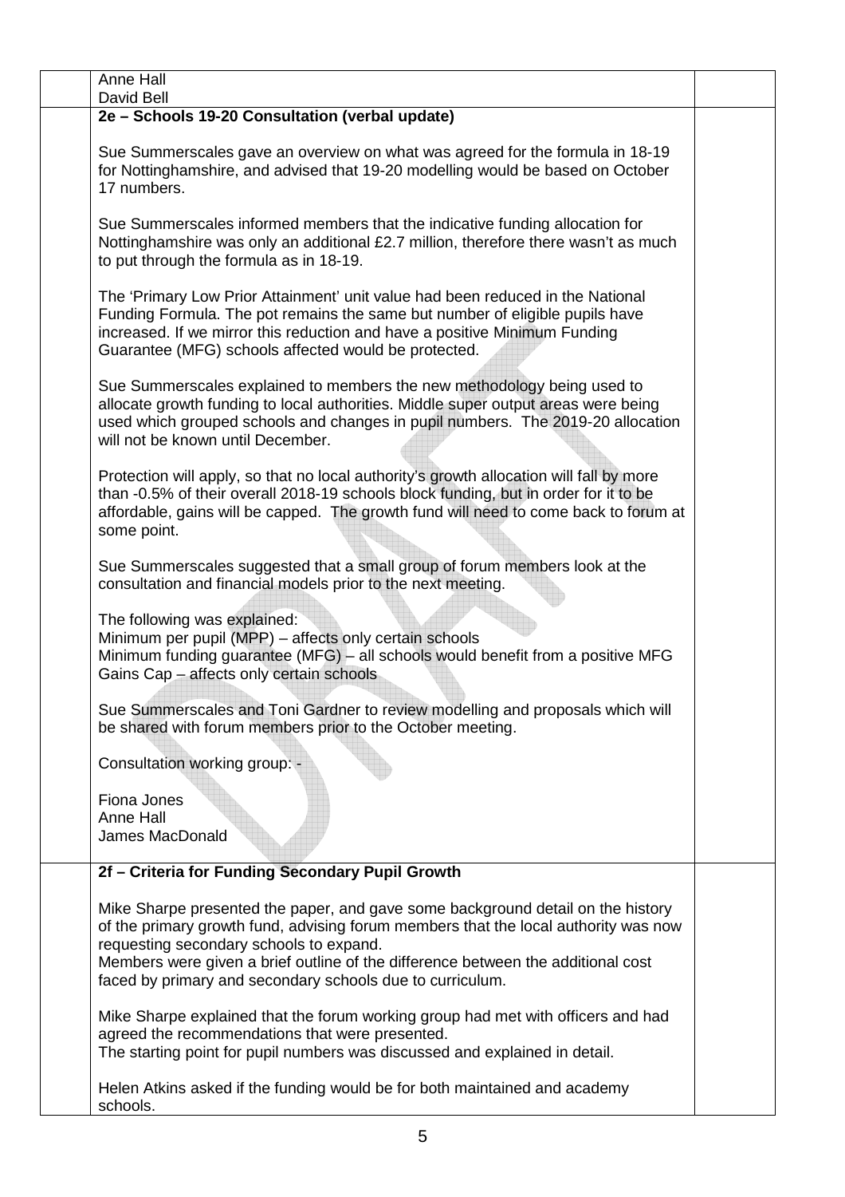Anne Hall
David Bell

**2e – Schools 19-20 Consultation (verbal update)**

Sue Summerscales gave an overview on what was agreed for the formula in 18-19 for Nottinghamshire, and advised that 19-20 modelling would be based on October 17 numbers.

Sue Summerscales informed members that the indicative funding allocation for Nottinghamshire was only an additional £2.7 million, therefore there wasn't as much to put through the formula as in 18-19.

The 'Primary Low Prior Attainment' unit value had been reduced in the National Funding Formula. The pot remains the same but number of eligible pupils have increased. If we mirror this reduction and have a positive Minimum Funding Guarantee (MFG) schools affected would be protected.

Sue Summerscales explained to members the new methodology being used to allocate growth funding to local authorities. Middle super output areas were being used which grouped schools and changes in pupil numbers. The 2019-20 allocation will not be known until December.

Protection will apply, so that no local authority's growth allocation will fall by more than -0.5% of their overall 2018-19 schools block funding, but in order for it to be affordable, gains will be capped. The growth fund will need to come back to forum at some point.

Sue Summerscales suggested that a small group of forum members look at the consultation and financial models prior to the next meeting.

The following was explained:
Minimum per pupil (MPP) – affects only certain schools
Minimum funding guarantee (MFG) – all schools would benefit from a positive MFG
Gains Cap – affects only certain schools

Sue Summerscales and Toni Gardner to review modelling and proposals which will be shared with forum members prior to the October meeting.

Consultation working group: -

Fiona Jones
Anne Hall
James MacDonald

**2f – Criteria for Funding Secondary Pupil Growth**

Mike Sharpe presented the paper, and gave some background detail on the history of the primary growth fund, advising forum members that the local authority was now requesting secondary schools to expand.
Members were given a brief outline of the difference between the additional cost faced by primary and secondary schools due to curriculum.

Mike Sharpe explained that the forum working group had met with officers and had agreed the recommendations that were presented.
The starting point for pupil numbers was discussed and explained in detail.

Helen Atkins asked if the funding would be for both maintained and academy schools.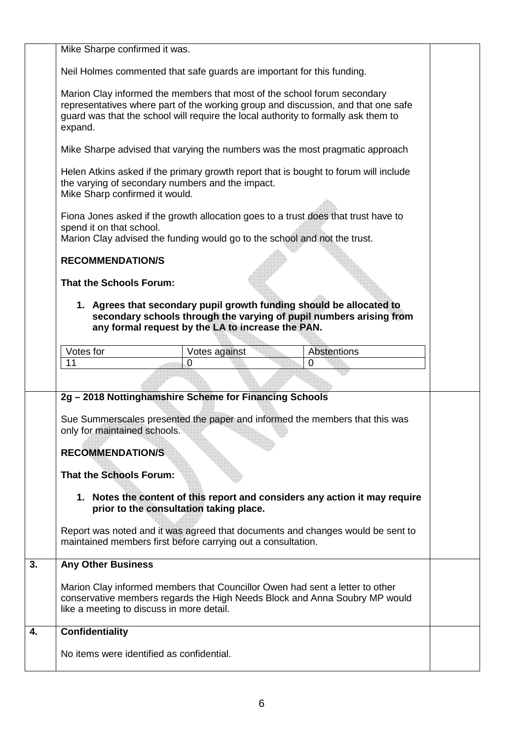Mike Sharpe confirmed it was.

Neil Holmes commented that safe guards are important for this funding.

Marion Clay informed the members that most of the school forum secondary representatives where part of the working group and discussion, and that one safe guard was that the school will require the local authority to formally ask them to expand.

Mike Sharpe advised that varying the numbers was the most pragmatic approach

Helen Atkins asked if the primary growth report that is bought to forum will include the varying of secondary numbers and the impact.
Mike Sharp confirmed it would.

Fiona Jones asked if the growth allocation goes to a trust does that trust have to spend it on that school.
Marion Clay advised the funding would go to the school and not the trust.

**RECOMMENDATION/S**

**That the Schools Forum:**

1. **Agrees that secondary pupil growth funding should be allocated to secondary schools through the varying of pupil numbers arising from any formal request by the LA to increase the PAN.**

| Votes for | Votes against | Abstentions |
|---|---|---|
| 11 | 0 | 0 |

**2g – 2018 Nottinghamshire Scheme for Financing Schools**

Sue Summerscales presented the paper and informed the members that this was only for maintained schools.

**RECOMMENDATION/S**

**That the Schools Forum:**

1. **Notes the content of this report and considers any action it may require prior to the consultation taking place.**

Report was noted and it was agreed that documents and changes would be sent to maintained members first before carrying out a consultation.

## 3. Any Other Business

Marion Clay informed members that Councillor Owen had sent a letter to other conservative members regards the High Needs Block and Anna Soubry MP would like a meeting to discuss in more detail.

## 4. Confidentiality

No items were identified as confidential.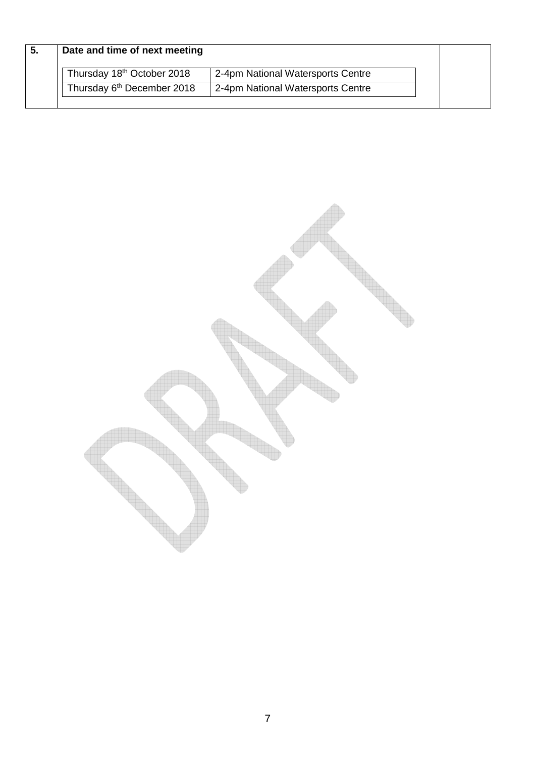| | | |
|---|---|---|
| **5.** | **Date and time of next meeting** | |

| | |
|---|---|
| Thursday 18th October 2018 | 2-4pm National Watersports Centre |
| Thursday 6th December 2018 | 2-4pm National Watersports Centre |

DRAFT